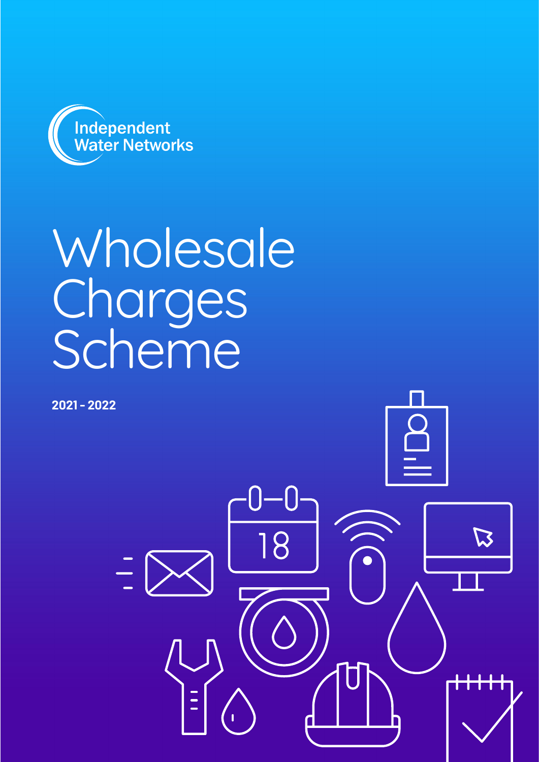Independent Water Networks

# Wholesale Charges Scheme

**2021 - 2022**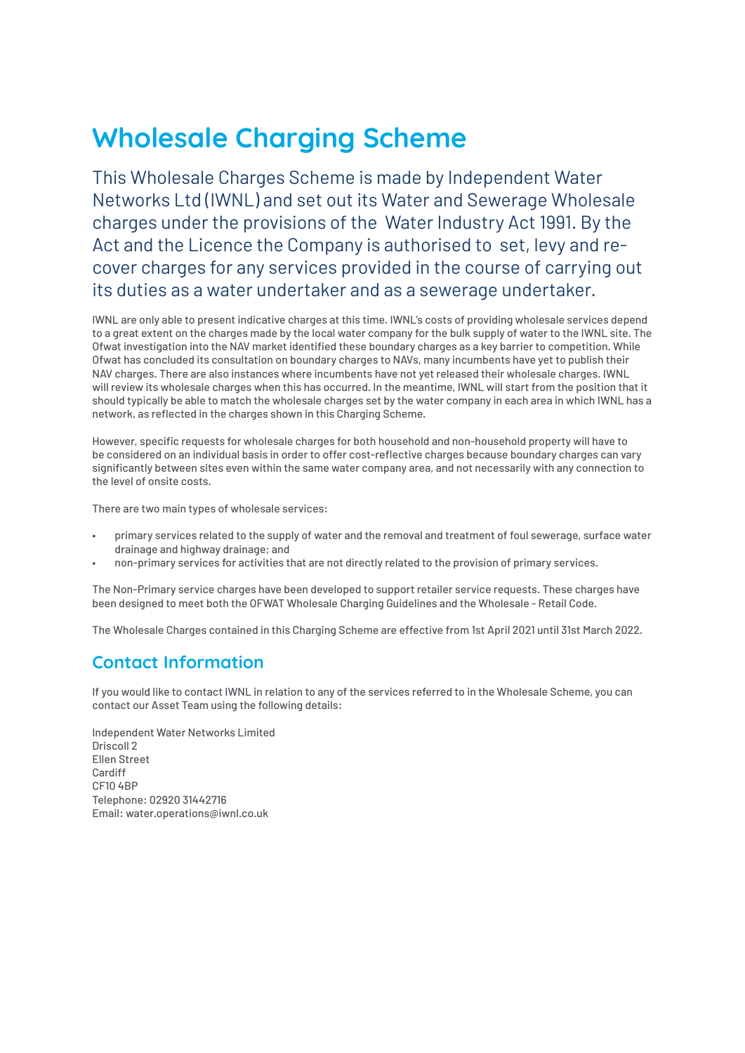# Wholesale Charging Scheme

This Wholesale Charges Scheme is made by Independent Water Networks Ltd (IWNL) and set out its Water and Sewerage Wholesale charges under the provisions of the Water Industry Act 1991. By the Act and the Licence the Company is authorised to set, levy and re-cover charges for any services provided in the course of carrying out its duties as a water undertaker and as a sewerage undertaker.

IWNL are only able to present indicative charges at this time. IWNL's costs of providing wholesale services depend to a great extent on the charges made by the local water company for the bulk supply of water to the IWNL site. The Ofwat investigation into the NAV market identified these boundary charges as a key barrier to competition. While Ofwat has concluded its consultation on boundary charges to NAVs, many incumbents have yet to publish their NAV charges. There are also instances where incumbents have not yet released their wholesale charges. IWNL will review its wholesale charges when this has occurred. In the meantime, IWNL will start from the position that it should typically be able to match the wholesale charges set by the water company in each area in which IWNL has a network, as reflected in the charges shown in this Charging Scheme.

However, specific requests for wholesale charges for both household and non-household property will have to be considered on an individual basis in order to offer cost-reflective charges because boundary charges can vary significantly between sites even within the same water company area, and not necessarily with any connection to the level of onsite costs.

There are two main types of wholesale services:

- primary services related to the supply of water and the removal and treatment of foul sewerage, surface water drainage and highway drainage; and
- non-primary services for activities that are not directly related to the provision of primary services.

The Non-Primary service charges have been developed to support retailer service requests. These charges have been designed to meet both the OFWAT Wholesale Charging Guidelines and the Wholesale - Retail Code.

The Wholesale Charges contained in this Charging Scheme are effective from 1st April 2021 until 31st March 2022.

## Contact Information

If you would like to contact IWNL in relation to any of the services referred to in the Wholesale Scheme, you can contact our Asset Team using the following details:

Independent Water Networks Limited
Driscoll 2
Ellen Street
Cardiff
CF10 4BP
Telephone: 02920 31442716
Email: water.operations@iwnl.co.uk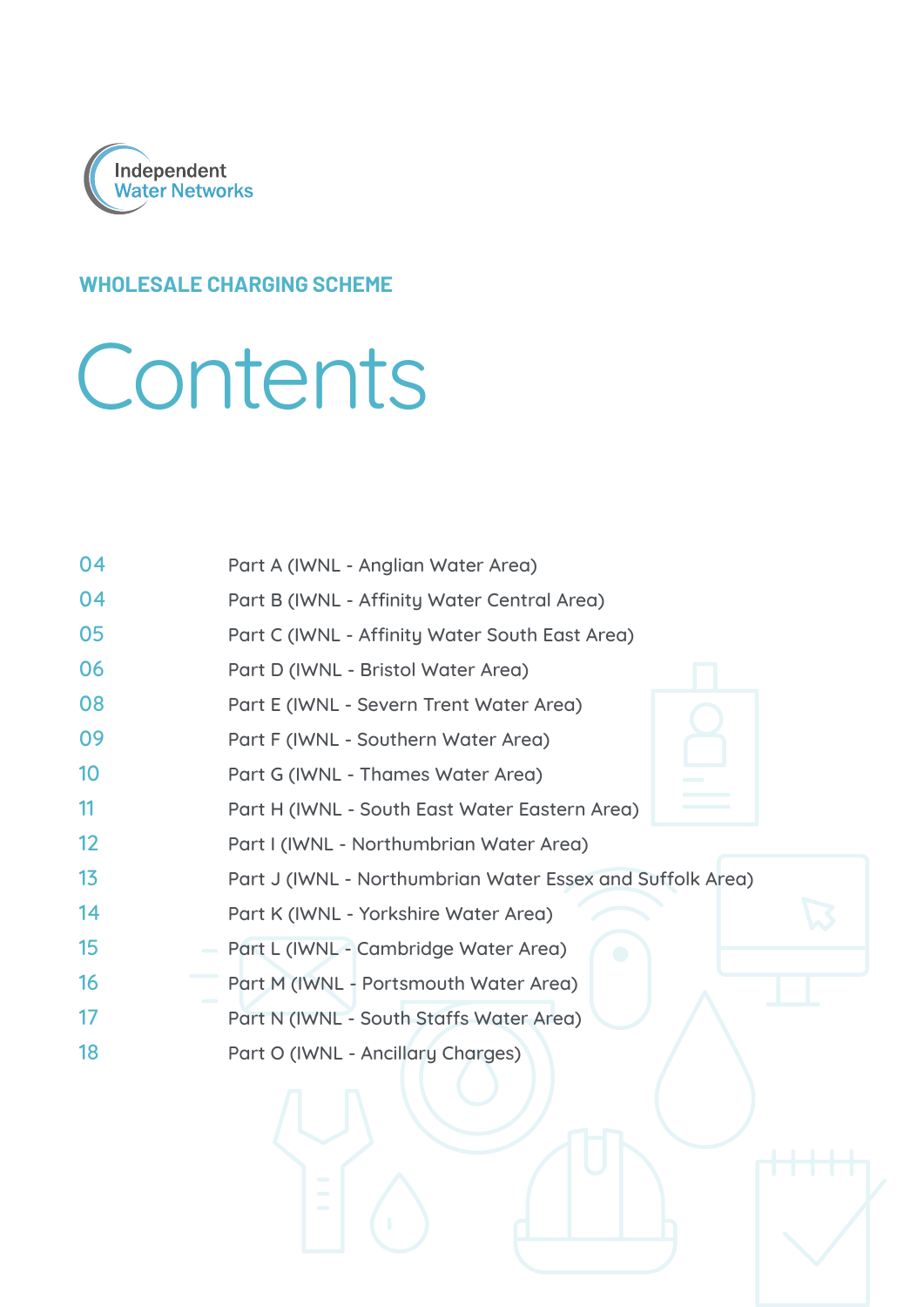Independent Water Networks

WHOLESALE CHARGING SCHEME

# Contents

| | |
|---|---|
| 04 | Part A (IWNL - Anglian Water Area) |
| 04 | Part B (IWNL - Affinity Water Central Area) |
| 05 | Part C (IWNL - Affinity Water South East Area) |
| 06 | Part D (IWNL - Bristol Water Area) |
| 08 | Part E (IWNL - Severn Trent Water Area) |
| 09 | Part F (IWNL - Southern Water Area) |
| 10 | Part G (IWNL - Thames Water Area) |
| 11 | Part H (IWNL - South East Water Eastern Area) |
| 12 | Part I (IWNL - Northumbrian Water Area) |
| 13 | Part J (IWNL - Northumbrian Water Essex and Suffolk Area) |
| 14 | Part K (IWNL - Yorkshire Water Area) |
| 15 | Part L (IWNL - Cambridge Water Area) |
| 16 | Part M (IWNL - Portsmouth Water Area) |
| 17 | Part N (IWNL - South Staffs Water Area) |
| 18 | Part O (IWNL - Ancillary Charges) |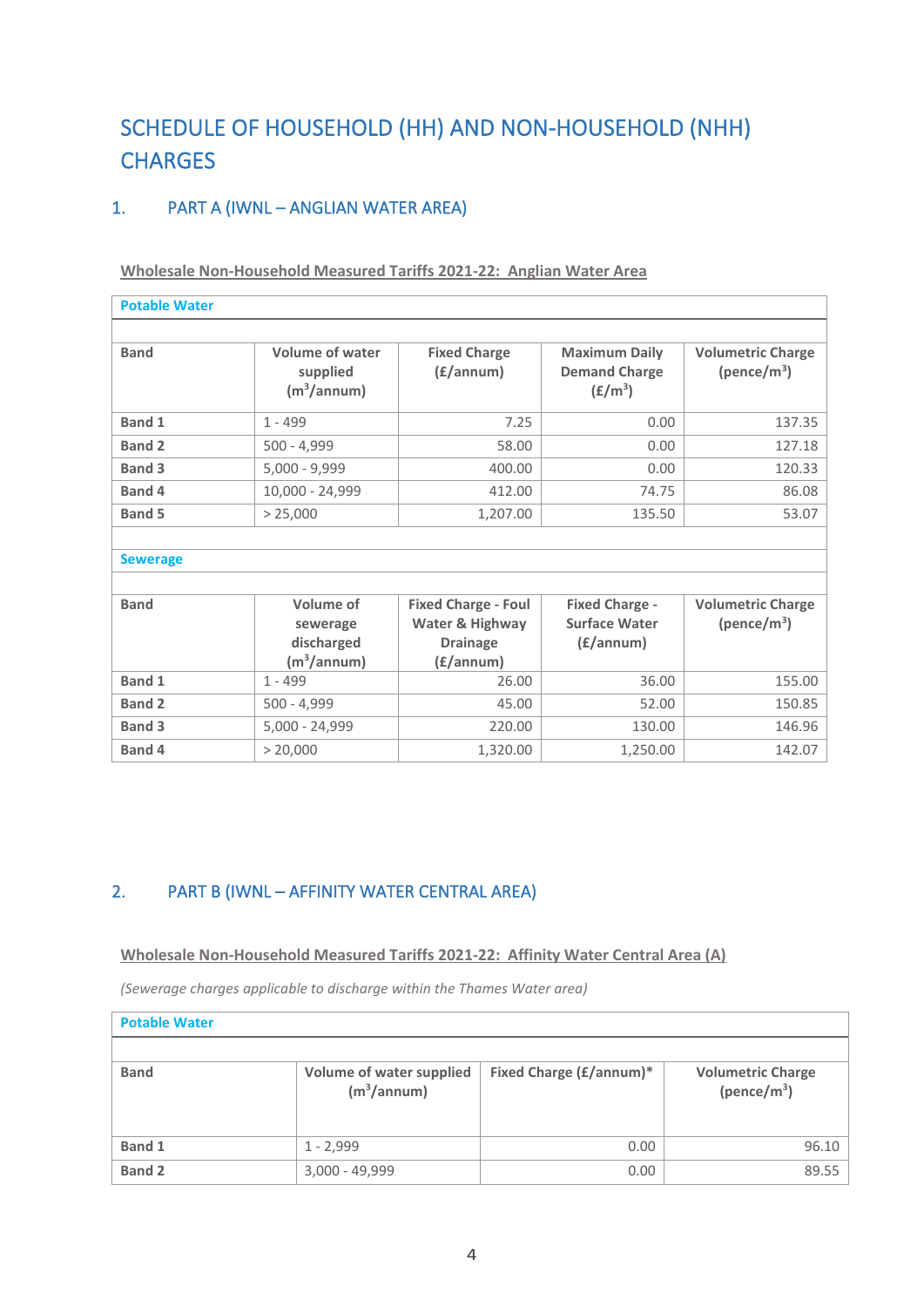# SCHEDULE OF HOUSEHOLD (HH) AND NON-HOUSEHOLD (NHH) CHARGES

## 1. PART A (IWNL – ANGLIAN WATER AREA)

**Wholesale Non-Household Measured Tariffs 2021-22: Anglian Water Area**

| Potable Water | | | | |
|---|---|---|---|---|
| **Band** | **Volume of water supplied ($m^3$/annum)** | **Fixed Charge (£/annum)** | **Maximum Daily Demand Charge (£/$m^3$)** | **Volumetric Charge (pence/$m^3$)** |
| **Band 1** | 1 - 499 | 7.25 | 0.00 | 137.35 |
| **Band 2** | 500 - 4,999 | 58.00 | 0.00 | 127.18 |
| **Band 3** | 5,000 - 9,999 | 400.00 | 0.00 | 120.33 |
| **Band 4** | 10,000 - 24,999 | 412.00 | 74.75 | 86.08 |
| **Band 5** | > 25,000 | 1,207.00 | 135.50 | 53.07 |

| Sewerage | | | | |
|---|---|---|---|---|
| **Band** | **Volume of sewerage discharged ($m^3$/annum)** | **Fixed Charge - Foul Water & Highway Drainage (£/annum)** | **Fixed Charge - Surface Water (£/annum)** | **Volumetric Charge (pence/$m^3$)** |
| **Band 1** | 1 - 499 | 26.00 | 36.00 | 155.00 |
| **Band 2** | 500 - 4,999 | 45.00 | 52.00 | 150.85 |
| **Band 3** | 5,000 - 24,999 | 220.00 | 130.00 | 146.96 |
| **Band 4** | > 20,000 | 1,320.00 | 1,250.00 | 142.07 |

## 2. PART B (IWNL – AFFINITY WATER CENTRAL AREA)

**Wholesale Non-Household Measured Tariffs 2021-22: Affinity Water Central Area (A)**

*(Sewerage charges applicable to discharge within the Thames Water area)*

| Potable Water | | | |
|---|---|---|---|
| **Band** | **Volume of water supplied ($m^3$/annum)** | **Fixed Charge (£/annum)*** | **Volumetric Charge (pence/$m^3$)** |
| **Band 1** | 1 - 2,999 | 0.00 | 96.10 |
| **Band 2** | 3,000 - 49,999 | 0.00 | 89.55 |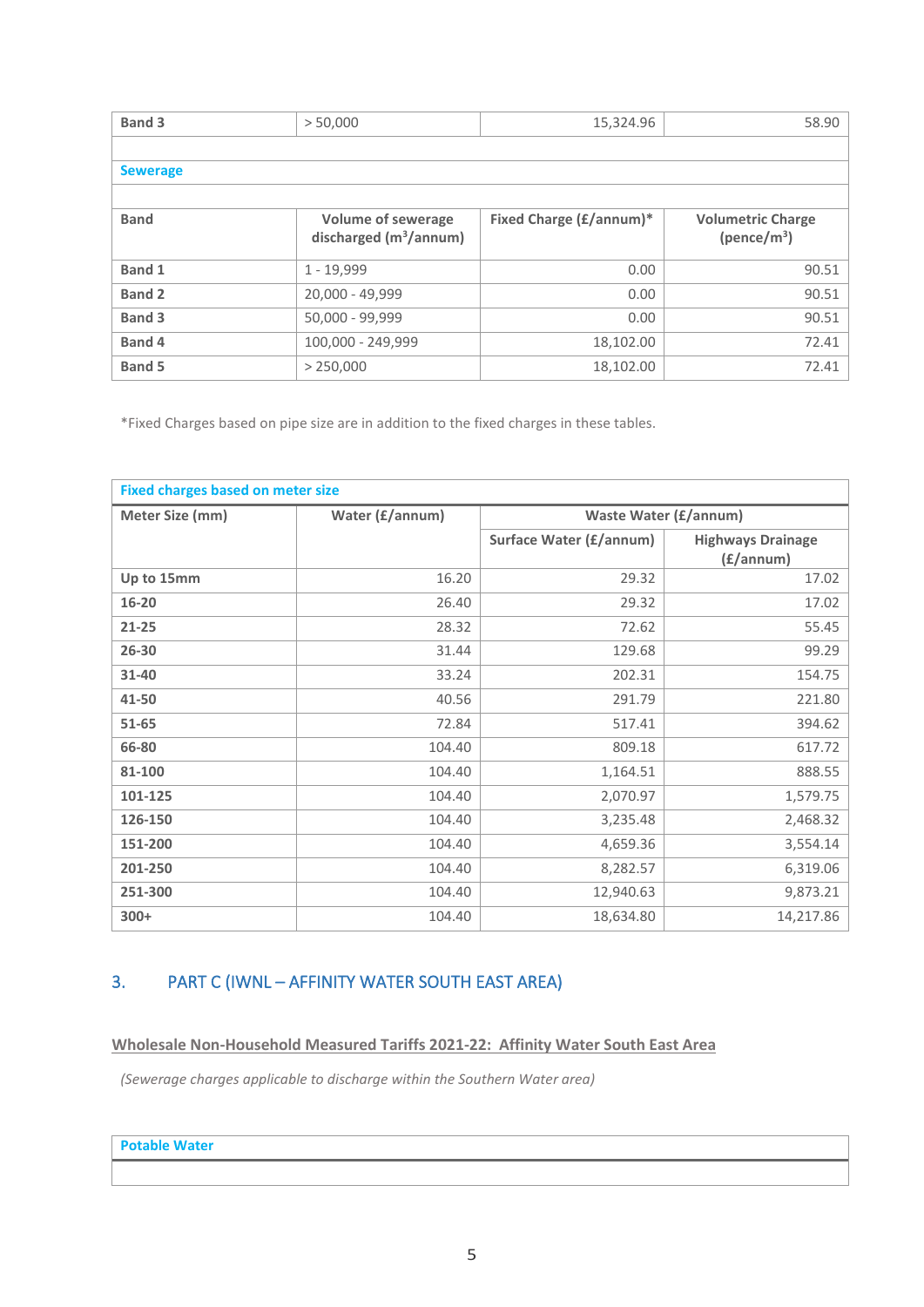| Band 3 | > 50,000 | 15,324.96 | 58.90 |
|---|---|---|---|

**Sewerage**

| Band | Volume of sewerage discharged ($m^3$/annum) | Fixed Charge (£/annum)* | Volumetric Charge (pence/$m^3$) |
|---|---|---|---|
| Band 1 | 1 - 19,999 | 0.00 | 90.51 |
| Band 2 | 20,000 - 49,999 | 0.00 | 90.51 |
| Band 3 | 50,000 - 99,999 | 0.00 | 90.51 |
| Band 4 | 100,000 - 249,999 | 18,102.00 | 72.41 |
| Band 5 | > 250,000 | 18,102.00 | 72.41 |

*Fixed Charges based on pipe size are in addition to the fixed charges in these tables.

**Fixed charges based on meter size**

| Meter Size (mm) | Water (£/annum) | Waste Water (£/annum) | |
|---|---|---|---|
| | | Surface Water (£/annum) | Highways Drainage (£/annum) |
| Up to 15mm | 16.20 | 29.32 | 17.02 |
| 16-20 | 26.40 | 29.32 | 17.02 |
| 21-25 | 28.32 | 72.62 | 55.45 |
| 26-30 | 31.44 | 129.68 | 99.29 |
| 31-40 | 33.24 | 202.31 | 154.75 |
| 41-50 | 40.56 | 291.79 | 221.80 |
| 51-65 | 72.84 | 517.41 | 394.62 |
| 66-80 | 104.40 | 809.18 | 617.72 |
| 81-100 | 104.40 | 1,164.51 | 888.55 |
| 101-125 | 104.40 | 2,070.97 | 1,579.75 |
| 126-150 | 104.40 | 3,235.48 | 2,468.32 |
| 151-200 | 104.40 | 4,659.36 | 3,554.14 |
| 201-250 | 104.40 | 8,282.57 | 6,319.06 |
| 251-300 | 104.40 | 12,940.63 | 9,873.21 |
| 300+ | 104.40 | 18,634.80 | 14,217.86 |

## 3. PART C (IWNL – AFFINITY WATER SOUTH EAST AREA)

**Wholesale Non-Household Measured Tariffs 2021-22: Affinity Water South East Area**

*(Sewerage charges applicable to discharge within the Southern Water area)*

**Potable Water**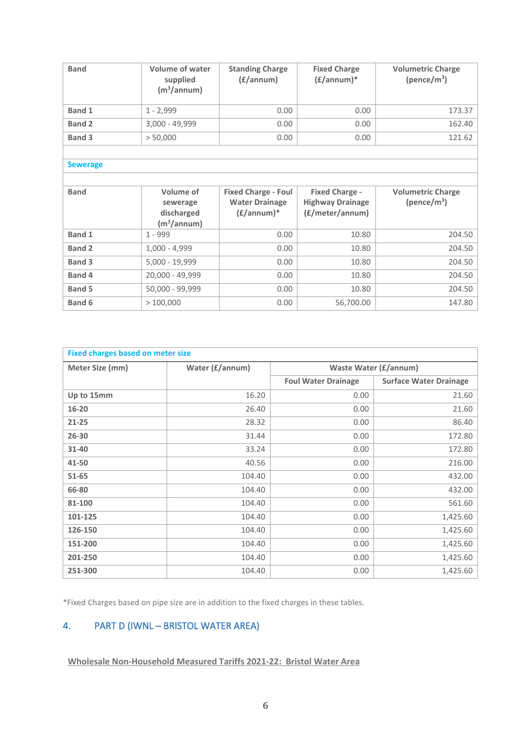| Band | Volume of water supplied ($m^3$/annum) | Standing Charge (£/annum) | Fixed Charge (£/annum)* | Volumetric Charge (pence/$m^3$) |
|---|---|---|---|---|
| Band 1 | 1 - 2,999 | 0.00 | 0.00 | 173.37 |
| Band 2 | 3,000 - 49,999 | 0.00 | 0.00 | 162.40 |
| Band 3 | > 50,000 | 0.00 | 0.00 | 121.62 |

**Sewerage**

| Band | Volume of sewerage discharged ($m^3$/annum) | Fixed Charge - Foul Water Drainage (£/annum)* | Fixed Charge - Highway Drainage (£/meter/annum) | Volumetric Charge (pence/$m^3$) |
|---|---|---|---|---|
| Band 1 | 1 - 999 | 0.00 | 10.80 | 204.50 |
| Band 2 | 1,000 - 4,999 | 0.00 | 10.80 | 204.50 |
| Band 3 | 5,000 - 19,999 | 0.00 | 10.80 | 204.50 |
| Band 4 | 20,000 - 49,999 | 0.00 | 10.80 | 204.50 |
| Band 5 | 50,000 - 99,999 | 0.00 | 10.80 | 204.50 |
| Band 6 | > 100,000 | 0.00 | 56,700.00 | 147.80 |

**Fixed charges based on meter size**

| Meter Size (mm) | Water (£/annum) | Waste Water (£/annum) | |
|---|---|---|---|
| | | Foul Water Drainage | Surface Water Drainage |
| Up to 15mm | 16.20 | 0.00 | 21.60 |
| 16-20 | 26.40 | 0.00 | 21.60 |
| 21-25 | 28.32 | 0.00 | 86.40 |
| 26-30 | 31.44 | 0.00 | 172.80 |
| 31-40 | 33.24 | 0.00 | 172.80 |
| 41-50 | 40.56 | 0.00 | 216.00 |
| 51-65 | 104.40 | 0.00 | 432.00 |
| 66-80 | 104.40 | 0.00 | 432.00 |
| 81-100 | 104.40 | 0.00 | 561.60 |
| 101-125 | 104.40 | 0.00 | 1,425.60 |
| 126-150 | 104.40 | 0.00 | 1,425.60 |
| 151-200 | 104.40 | 0.00 | 1,425.60 |
| 201-250 | 104.40 | 0.00 | 1,425.60 |
| 251-300 | 104.40 | 0.00 | 1,425.60 |

*Fixed Charges based on pipe size are in addition to the fixed charges in these tables.

## 4. PART D (IWNL – BRISTOL WATER AREA)

**Wholesale Non-Household Measured Tariffs 2021-22: Bristol Water Area**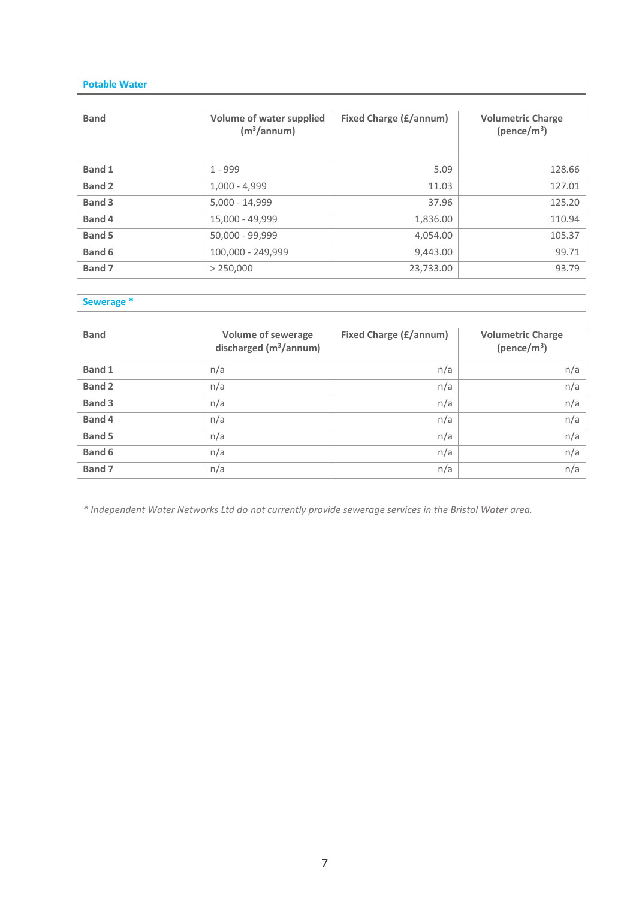**Potable Water**

| Band | Volume of water supplied ($m^3$/annum) | Fixed Charge (£/annum) | Volumetric Charge (pence/$m^3$) |
|---|---|---|---|
| **Band 1** | 1 - 999 | 5.09 | 128.66 |
| **Band 2** | 1,000 - 4,999 | 11.03 | 127.01 |
| **Band 3** | 5,000 - 14,999 | 37.96 | 125.20 |
| **Band 4** | 15,000 - 49,999 | 1,836.00 | 110.94 |
| **Band 5** | 50,000 - 99,999 | 4,054.00 | 105.37 |
| **Band 6** | 100,000 - 249,999 | 9,443.00 | 99.71 |
| **Band 7** | > 250,000 | 23,733.00 | 93.79 |

**Sewerage ***

| Band | Volume of sewerage discharged ($m^3$/annum) | Fixed Charge (£/annum) | Volumetric Charge (pence/$m^3$) |
|---|---|---|---|
| **Band 1** | n/a | n/a | n/a |
| **Band 2** | n/a | n/a | n/a |
| **Band 3** | n/a | n/a | n/a |
| **Band 4** | n/a | n/a | n/a |
| **Band 5** | n/a | n/a | n/a |
| **Band 6** | n/a | n/a | n/a |
| **Band 7** | n/a | n/a | n/a |

*\* Independent Water Networks Ltd do not currently provide sewerage services in the Bristol Water area.*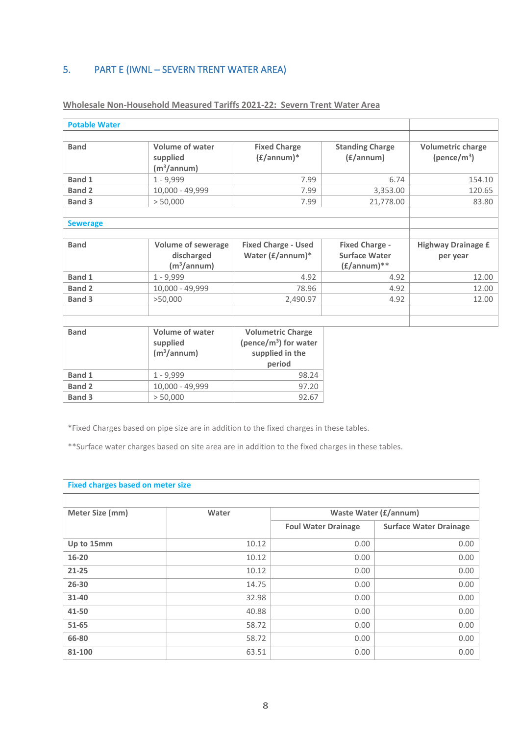## 5. PART E (IWNL – SEVERN TRENT WATER AREA)

**Wholesale Non-Household Measured Tariffs 2021-22: Severn Trent Water Area**

**Potable Water**

| Band | Volume of water supplied ($m^3$/annum) | Fixed Charge (£/annum)* | Standing Charge (£/annum) | Volumetric charge (pence/$m^3$) |
|---|---|---|---|---|
| Band 1 | 1 - 9,999 | 7.99 | 6.74 | 154.10 |
| Band 2 | 10,000 - 49,999 | 7.99 | 3,353.00 | 120.65 |
| Band 3 | > 50,000 | 7.99 | 21,778.00 | 83.80 |

**Sewerage**

| Band | Volume of sewerage discharged ($m^3$/annum) | Fixed Charge - Used Water (£/annum)* | Fixed Charge - Surface Water (£/annum)** | Highway Drainage £ per year |
|---|---|---|---|---|
| Band 1 | 1 - 9,999 | 4.92 | 4.92 | 12.00 |
| Band 2 | 10,000 - 49,999 | 78.96 | 4.92 | 12.00 |
| Band 3 | >50,000 | 2,490.97 | 4.92 | 12.00 |

| Band | Volume of water supplied ($m^3$/annum) | Volumetric Charge (pence/$m^3$) for water supplied in the period |
|---|---|---|
| Band 1 | 1 - 9,999 | 98.24 |
| Band 2 | 10,000 - 49,999 | 97.20 |
| Band 3 | > 50,000 | 92.67 |

*Fixed Charges based on pipe size are in addition to the fixed charges in these tables.

**Surface water charges based on site area are in addition to the fixed charges in these tables.

**Fixed charges based on meter size**

| Meter Size (mm) | Water | Waste Water (£/annum) | |
|---|---|---|---|
| | | Foul Water Drainage | Surface Water Drainage |
| Up to 15mm | 10.12 | 0.00 | 0.00 |
| 16-20 | 10.12 | 0.00 | 0.00 |
| 21-25 | 10.12 | 0.00 | 0.00 |
| 26-30 | 14.75 | 0.00 | 0.00 |
| 31-40 | 32.98 | 0.00 | 0.00 |
| 41-50 | 40.88 | 0.00 | 0.00 |
| 51-65 | 58.72 | 0.00 | 0.00 |
| 66-80 | 58.72 | 0.00 | 0.00 |
| 81-100 | 63.51 | 0.00 | 0.00 |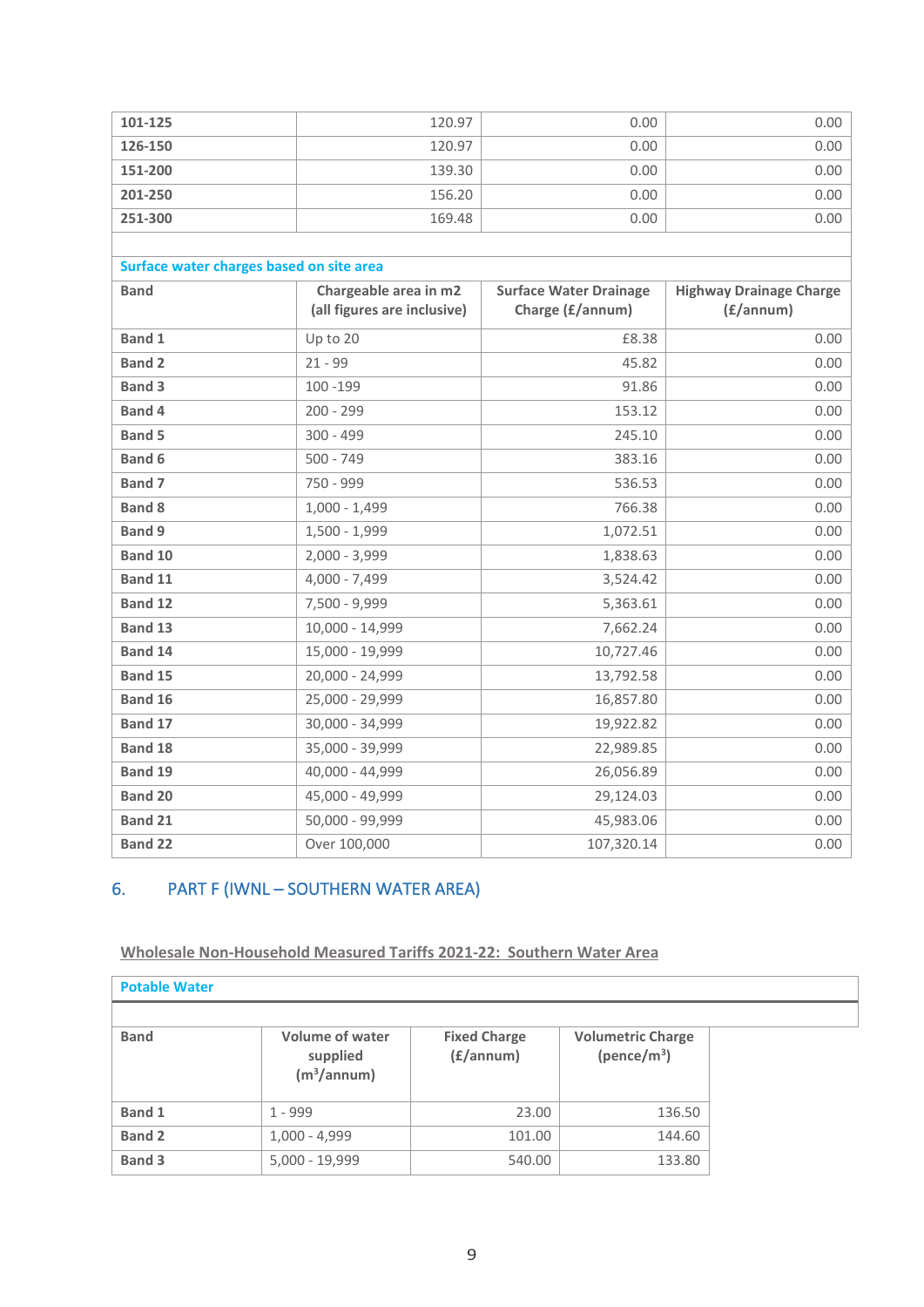| | | | |
|---|---|---|---|
| **101-125** | 120.97 | 0.00 | 0.00 |
| **126-150** | 120.97 | 0.00 | 0.00 |
| **151-200** | 139.30 | 0.00 | 0.00 |
| **201-250** | 156.20 | 0.00 | 0.00 |
| **251-300** | 169.48 | 0.00 | 0.00 |

**Surface water charges based on site area**

| Band | Chargeable area in m2 (all figures are inclusive) | Surface Water Drainage Charge (£/annum) | Highway Drainage Charge (£/annum) |
|---|---|---|---|
| **Band 1** | Up to 20 | £8.38 | 0.00 |
| **Band 2** | 21 - 99 | 45.82 | 0.00 |
| **Band 3** | 100 -199 | 91.86 | 0.00 |
| **Band 4** | 200 - 299 | 153.12 | 0.00 |
| **Band 5** | 300 - 499 | 245.10 | 0.00 |
| **Band 6** | 500 - 749 | 383.16 | 0.00 |
| **Band 7** | 750 - 999 | 536.53 | 0.00 |
| **Band 8** | 1,000 - 1,499 | 766.38 | 0.00 |
| **Band 9** | 1,500 - 1,999 | 1,072.51 | 0.00 |
| **Band 10** | 2,000 - 3,999 | 1,838.63 | 0.00 |
| **Band 11** | 4,000 - 7,499 | 3,524.42 | 0.00 |
| **Band 12** | 7,500 - 9,999 | 5,363.61 | 0.00 |
| **Band 13** | 10,000 - 14,999 | 7,662.24 | 0.00 |
| **Band 14** | 15,000 - 19,999 | 10,727.46 | 0.00 |
| **Band 15** | 20,000 - 24,999 | 13,792.58 | 0.00 |
| **Band 16** | 25,000 - 29,999 | 16,857.80 | 0.00 |
| **Band 17** | 30,000 - 34,999 | 19,922.82 | 0.00 |
| **Band 18** | 35,000 - 39,999 | 22,989.85 | 0.00 |
| **Band 19** | 40,000 - 44,999 | 26,056.89 | 0.00 |
| **Band 20** | 45,000 - 49,999 | 29,124.03 | 0.00 |
| **Band 21** | 50,000 - 99,999 | 45,983.06 | 0.00 |
| **Band 22** | Over 100,000 | 107,320.14 | 0.00 |

## 6. PART F (IWNL – SOUTHERN WATER AREA)

**Wholesale Non-Household Measured Tariffs 2021-22: Southern Water Area**

**Potable Water**

| Band | Volume of water supplied ($m^3$/annum) | Fixed Charge (£/annum) | Volumetric Charge (pence/$m^3$) |
|---|---|---|---|
| **Band 1** | 1 - 999 | 23.00 | 136.50 |
| **Band 2** | 1,000 - 4,999 | 101.00 | 144.60 |
| **Band 3** | 5,000 - 19,999 | 540.00 | 133.80 |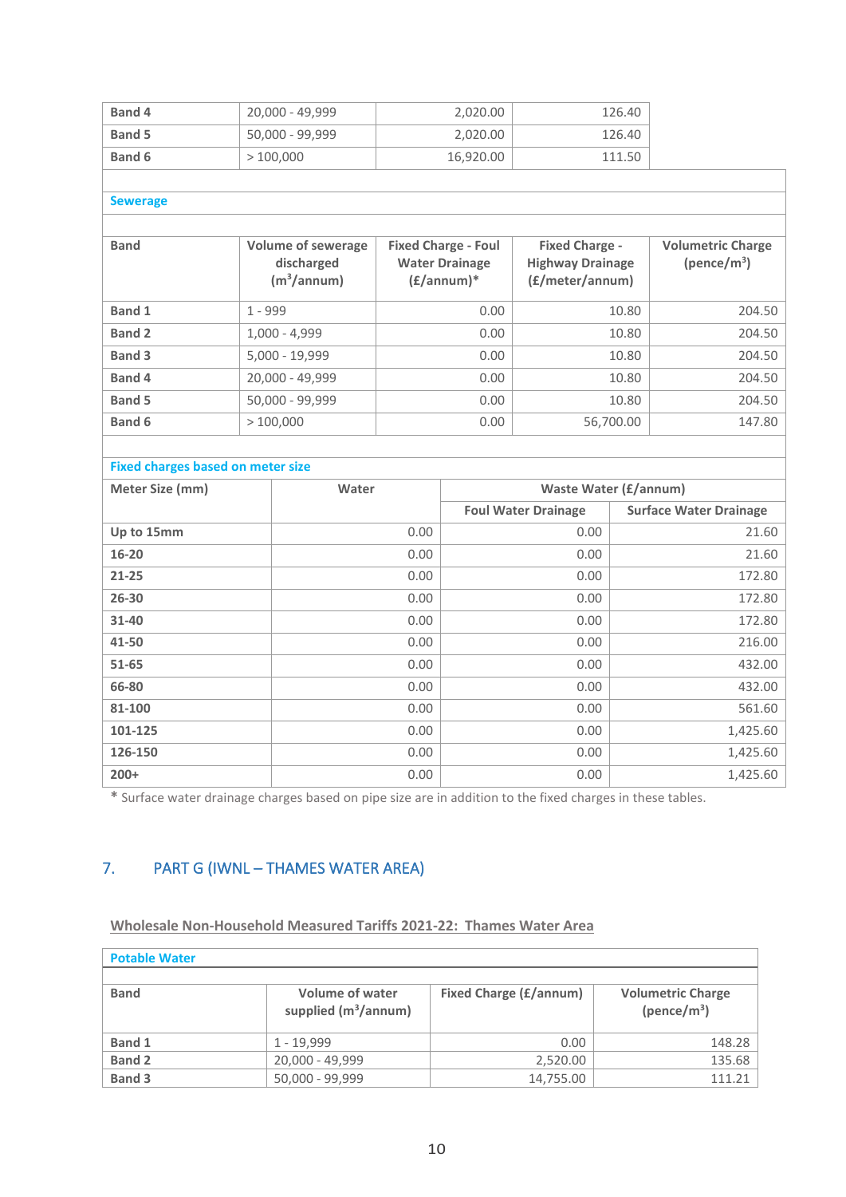| Band 4 | 20,000 - 49,999 | 2,020.00 | 126.40 |
|---|---|---|---|
| Band 5 | 50,000 - 99,999 | 2,020.00 | 126.40 |
| Band 6 | > 100,000 | 16,920.00 | 111.50 |

**Sewerage**

| Band | Volume of sewerage discharged ($m^3$/annum) | Fixed Charge - Foul Water Drainage (£/annum)* | Fixed Charge - Highway Drainage (£/meter/annum) | Volumetric Charge (pence/$m^3$) |
|---|---|---|---|---|
| Band 1 | 1 - 999 | 0.00 | 10.80 | 204.50 |
| Band 2 | 1,000 - 4,999 | 0.00 | 10.80 | 204.50 |
| Band 3 | 5,000 - 19,999 | 0.00 | 10.80 | 204.50 |
| Band 4 | 20,000 - 49,999 | 0.00 | 10.80 | 204.50 |
| Band 5 | 50,000 - 99,999 | 0.00 | 10.80 | 204.50 |
| Band 6 | > 100,000 | 0.00 | 56,700.00 | 147.80 |

**Fixed charges based on meter size**

| Meter Size (mm) | Water | Waste Water (£/annum) | |
|---|---|---|---|
| | | Foul Water Drainage | Surface Water Drainage |
| Up to 15mm | 0.00 | 0.00 | 21.60 |
| 16-20 | 0.00 | 0.00 | 21.60 |
| 21-25 | 0.00 | 0.00 | 172.80 |
| 26-30 | 0.00 | 0.00 | 172.80 |
| 31-40 | 0.00 | 0.00 | 172.80 |
| 41-50 | 0.00 | 0.00 | 216.00 |
| 51-65 | 0.00 | 0.00 | 432.00 |
| 66-80 | 0.00 | 0.00 | 432.00 |
| 81-100 | 0.00 | 0.00 | 561.60 |
| 101-125 | 0.00 | 0.00 | 1,425.60 |
| 126-150 | 0.00 | 0.00 | 1,425.60 |
| 200+ | 0.00 | 0.00 | 1,425.60 |

* Surface water drainage charges based on pipe size are in addition to the fixed charges in these tables.

## 7. PART G (IWNL – THAMES WATER AREA)

**Wholesale Non-Household Measured Tariffs 2021-22: Thames Water Area**

**Potable Water**

| Band | Volume of water supplied ($m^3$/annum) | Fixed Charge (£/annum) | Volumetric Charge (pence/$m^3$) |
|---|---|---|---|
| Band 1 | 1 - 19,999 | 0.00 | 148.28 |
| Band 2 | 20,000 - 49,999 | 2,520.00 | 135.68 |
| Band 3 | 50,000 - 99,999 | 14,755.00 | 111.21 |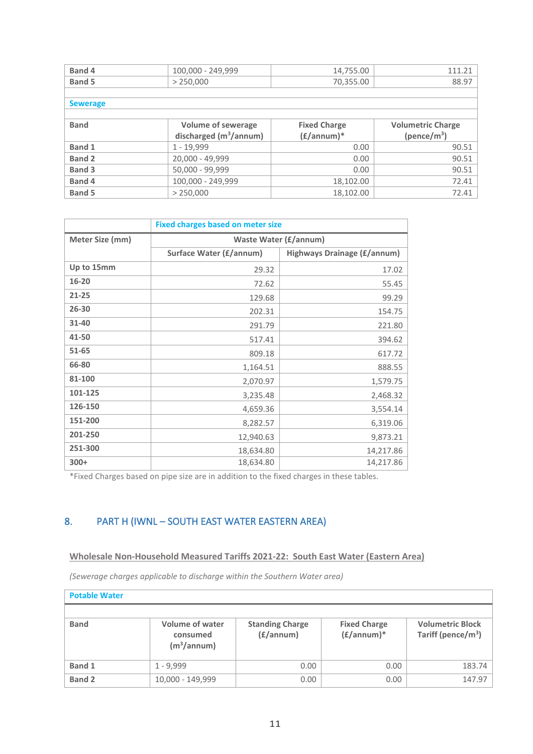| | | | |
|---|---|---|---|
| **Band 4** | 100,000 - 249,999 | 14,755.00 | 111.21 |
| **Band 5** | > 250,000 | 70,355.00 | 88.97 |

**Sewerage**

| Band | Volume of sewerage discharged ($m^3$/annum) | Fixed Charge (£/annum)* | Volumetric Charge (pence/$m^3$) |
|---|---|---|---|
| **Band 1** | 1 - 19,999 | 0.00 | 90.51 |
| **Band 2** | 20,000 - 49,999 | 0.00 | 90.51 |
| **Band 3** | 50,000 - 99,999 | 0.00 | 90.51 |
| **Band 4** | 100,000 - 249,999 | 18,102.00 | 72.41 |
| **Band 5** | > 250,000 | 18,102.00 | 72.41 |

| | Fixed charges based on meter size | |
|---|---|---|
| **Meter Size (mm)** | Waste Water (£/annum) | |
| | Surface Water (£/annum) | Highways Drainage (£/annum) |
| **Up to 15mm** | 29.32 | 17.02 |
| **16-20** | 72.62 | 55.45 |
| **21-25** | 129.68 | 99.29 |
| **26-30** | 202.31 | 154.75 |
| **31-40** | 291.79 | 221.80 |
| **41-50** | 517.41 | 394.62 |
| **51-65** | 809.18 | 617.72 |
| **66-80** | 1,164.51 | 888.55 |
| **81-100** | 2,070.97 | 1,579.75 |
| **101-125** | 3,235.48 | 2,468.32 |
| **126-150** | 4,659.36 | 3,554.14 |
| **151-200** | 8,282.57 | 6,319.06 |
| **201-250** | 12,940.63 | 9,873.21 |
| **251-300** | 18,634.80 | 14,217.86 |
| **300+** | 18,634.80 | 14,217.86 |

*Fixed Charges based on pipe size are in addition to the fixed charges in these tables.

## 8. PART H (IWNL – SOUTH EAST WATER EASTERN AREA)

### Wholesale Non-Household Measured Tariffs 2021-22: South East Water (Eastern Area)

*(Sewerage charges applicable to discharge within the Southern Water area)*

**Potable Water**

| Band | Volume of water consumed ($m^3$/annum) | Standing Charge (£/annum) | Fixed Charge (£/annum)* | Volumetric Block Tariff (pence/$m^3$) |
|---|---|---|---|---|
| **Band 1** | 1 - 9,999 | 0.00 | 0.00 | 183.74 |
| **Band 2** | 10,000 - 149,999 | 0.00 | 0.00 | 147.97 |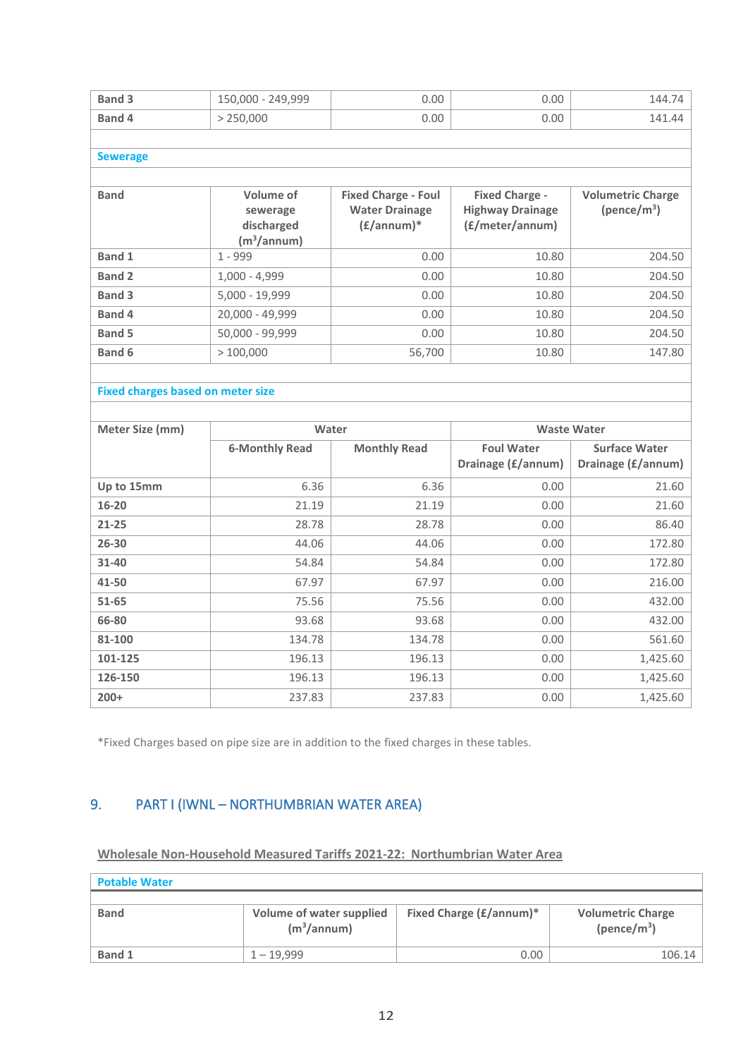| | | | | |
|---|---|---|---|---|
| **Band 3** | 150,000 - 249,999 | 0.00 | 0.00 | 144.74 |
| **Band 4** | > 250,000 | 0.00 | 0.00 | 141.44 |

**Sewerage**

| Band | Volume of sewerage discharged ($m^3$/annum) | Fixed Charge - Foul Water Drainage (£/annum)* | Fixed Charge - Highway Drainage (£/meter/annum) | Volumetric Charge (pence/$m^3$) |
|---|---|---|---|---|
| **Band 1** | 1 - 999 | 0.00 | 10.80 | 204.50 |
| **Band 2** | 1,000 - 4,999 | 0.00 | 10.80 | 204.50 |
| **Band 3** | 5,000 - 19,999 | 0.00 | 10.80 | 204.50 |
| **Band 4** | 20,000 - 49,999 | 0.00 | 10.80 | 204.50 |
| **Band 5** | 50,000 - 99,999 | 0.00 | 10.80 | 204.50 |
| **Band 6** | > 100,000 | 56,700 | 10.80 | 147.80 |

**Fixed charges based on meter size**

| Meter Size (mm) | Water | | Waste Water | |
|---|---|---|---|---|
| | 6-Monthly Read | Monthly Read | Foul Water Drainage (£/annum) | Surface Water Drainage (£/annum) |
| **Up to 15mm** | 6.36 | 6.36 | 0.00 | 21.60 |
| **16-20** | 21.19 | 21.19 | 0.00 | 21.60 |
| **21-25** | 28.78 | 28.78 | 0.00 | 86.40 |
| **26-30** | 44.06 | 44.06 | 0.00 | 172.80 |
| **31-40** | 54.84 | 54.84 | 0.00 | 172.80 |
| **41-50** | 67.97 | 67.97 | 0.00 | 216.00 |
| **51-65** | 75.56 | 75.56 | 0.00 | 432.00 |
| **66-80** | 93.68 | 93.68 | 0.00 | 432.00 |
| **81-100** | 134.78 | 134.78 | 0.00 | 561.60 |
| **101-125** | 196.13 | 196.13 | 0.00 | 1,425.60 |
| **126-150** | 196.13 | 196.13 | 0.00 | 1,425.60 |
| **200+** | 237.83 | 237.83 | 0.00 | 1,425.60 |

*Fixed Charges based on pipe size are in addition to the fixed charges in these tables.

## 9. PART I (IWNL – NORTHUMBRIAN WATER AREA)

**Wholesale Non-Household Measured Tariffs 2021-22: Northumbrian Water Area**

**Potable Water**

| Band | Volume of water supplied ($m^3$/annum) | Fixed Charge (£/annum)* | Volumetric Charge (pence/$m^3$) |
|---|---|---|---|
| **Band 1** | 1 – 19,999 | 0.00 | 106.14 |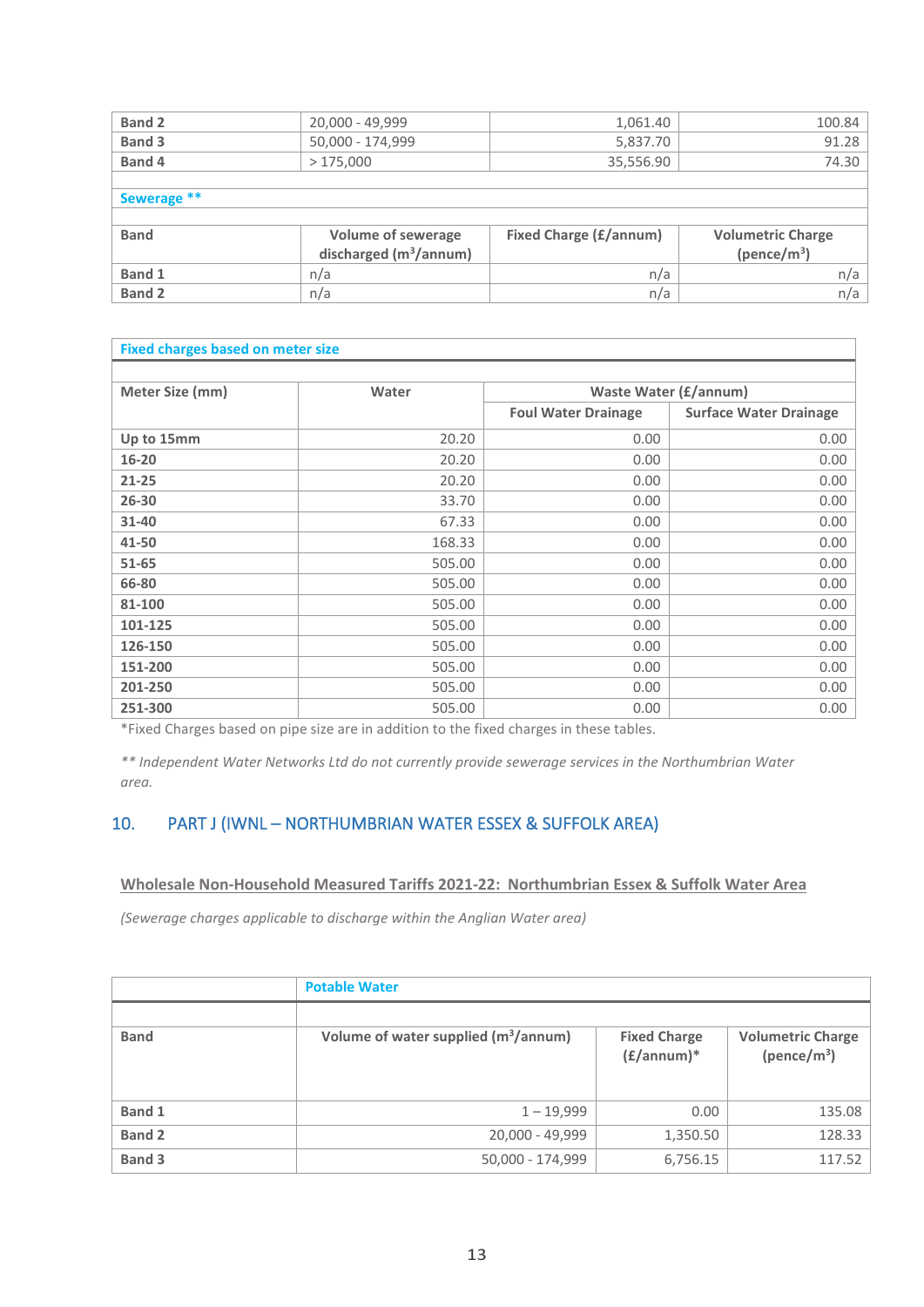| | | | |
|---|---|---|---|
| **Band 2** | 20,000 - 49,999 | 1,061.40 | 100.84 |
| **Band 3** | 50,000 - 174,999 | 5,837.70 | 91.28 |
| **Band 4** | > 175,000 | 35,556.90 | 74.30 |

**Sewerage ****

| Band | Volume of sewerage discharged ($m^3$/annum) | Fixed Charge (£/annum) | Volumetric Charge (pence/$m^3$) |
|---|---|---|---|
| **Band 1** | n/a | n/a | n/a |
| **Band 2** | n/a | n/a | n/a |

**Fixed charges based on meter size**

| Meter Size (mm) | Water | Waste Water (£/annum) | |
|---|---|---|---|
| | | Foul Water Drainage | Surface Water Drainage |
| **Up to 15mm** | 20.20 | 0.00 | 0.00 |
| **16-20** | 20.20 | 0.00 | 0.00 |
| **21-25** | 20.20 | 0.00 | 0.00 |
| **26-30** | 33.70 | 0.00 | 0.00 |
| **31-40** | 67.33 | 0.00 | 0.00 |
| **41-50** | 168.33 | 0.00 | 0.00 |
| **51-65** | 505.00 | 0.00 | 0.00 |
| **66-80** | 505.00 | 0.00 | 0.00 |
| **81-100** | 505.00 | 0.00 | 0.00 |
| **101-125** | 505.00 | 0.00 | 0.00 |
| **126-150** | 505.00 | 0.00 | 0.00 |
| **151-200** | 505.00 | 0.00 | 0.00 |
| **201-250** | 505.00 | 0.00 | 0.00 |
| **251-300** | 505.00 | 0.00 | 0.00 |

*Fixed Charges based on pipe size are in addition to the fixed charges in these tables.

*** Independent Water Networks Ltd do not currently provide sewerage services in the Northumbrian Water area.*

## 10. PART J (IWNL – NORTHUMBRIAN WATER ESSEX & SUFFOLK AREA)

**Wholesale Non-Household Measured Tariffs 2021-22: Northumbrian Essex & Suffolk Water Area**

*(Sewerage charges applicable to discharge within the Anglian Water area)*

| | Potable Water | | |
|---|---|---|---|
| **Band** | **Volume of water supplied ($m^3$/annum)** | **Fixed Charge (£/annum)*** | **Volumetric Charge (pence/$m^3$)** |
| **Band 1** | 1 – 19,999 | 0.00 | 135.08 |
| **Band 2** | 20,000 - 49,999 | 1,350.50 | 128.33 |
| **Band 3** | 50,000 - 174,999 | 6,756.15 | 117.52 |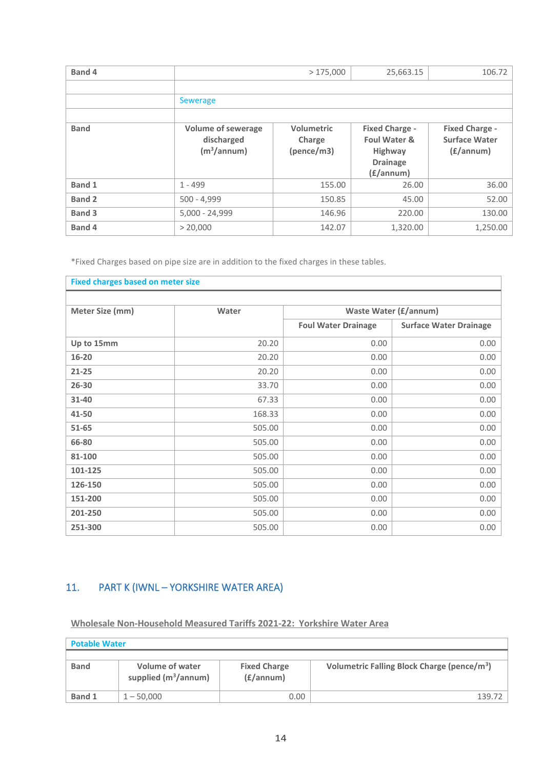| Band | Volume of sewerage discharged ($m^3$/annum) | Volumetric Charge (pence/m3) | Fixed Charge - Foul Water & Highway Drainage (£/annum) | Fixed Charge - Surface Water (£/annum) |
|---|---|---|---|---|
| Band 4 | > 175,000 | | 25,663.15 | 106.72 |
| | **Sewerage** | | | |
| Band 1 | 1 - 499 | 155.00 | 26.00 | 36.00 |
| Band 2 | 500 - 4,999 | 150.85 | 45.00 | 52.00 |
| Band 3 | 5,000 - 24,999 | 146.96 | 220.00 | 130.00 |
| Band 4 | > 20,000 | 142.07 | 1,320.00 | 1,250.00 |

*Fixed Charges based on pipe size are in addition to the fixed charges in these tables.

**Fixed charges based on meter size**

| Meter Size (mm) | Water | Waste Water (£/annum) | |
|---|---|---|---|
| | | Foul Water Drainage | Surface Water Drainage |
| Up to 15mm | 20.20 | 0.00 | 0.00 |
| 16-20 | 20.20 | 0.00 | 0.00 |
| 21-25 | 20.20 | 0.00 | 0.00 |
| 26-30 | 33.70 | 0.00 | 0.00 |
| 31-40 | 67.33 | 0.00 | 0.00 |
| 41-50 | 168.33 | 0.00 | 0.00 |
| 51-65 | 505.00 | 0.00 | 0.00 |
| 66-80 | 505.00 | 0.00 | 0.00 |
| 81-100 | 505.00 | 0.00 | 0.00 |
| 101-125 | 505.00 | 0.00 | 0.00 |
| 126-150 | 505.00 | 0.00 | 0.00 |
| 151-200 | 505.00 | 0.00 | 0.00 |
| 201-250 | 505.00 | 0.00 | 0.00 |
| 251-300 | 505.00 | 0.00 | 0.00 |

## 11. PART K (IWNL – YORKSHIRE WATER AREA)

**Wholesale Non-Household Measured Tariffs 2021-22: Yorkshire Water Area**

**Potable Water**

| Band | Volume of water supplied ($m^3$/annum) | Fixed Charge (£/annum) | Volumetric Falling Block Charge (pence/$m^3$) |
|---|---|---|---|
| Band 1 | 1 – 50,000 | 0.00 | 139.72 |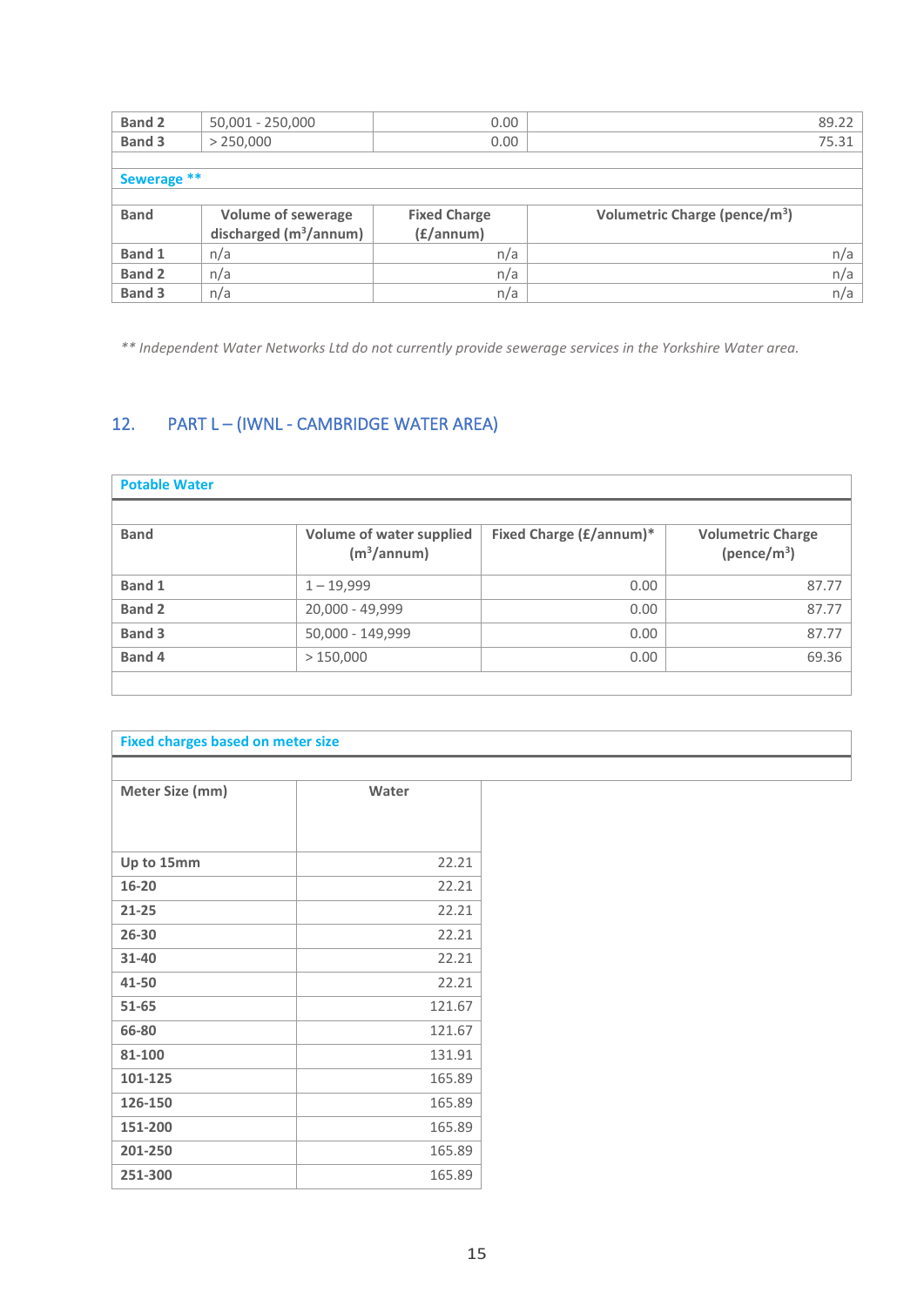| Band | Volume | Fixed Charge | Volumetric Charge |
|---|---|---|---|
| **Band 2** | 50,001 - 250,000 | 0.00 | 89.22 |
| **Band 3** | > 250,000 | 0.00 | 75.31 |

**Sewerage \*\***

| Band | Volume of sewerage discharged ($m^3$/annum) | Fixed Charge (£/annum) | Volumetric Charge (pence/$m^3$) |
|---|---|---|---|
| **Band 1** | n/a | n/a | n/a |
| **Band 2** | n/a | n/a | n/a |
| **Band 3** | n/a | n/a | n/a |

*\*\* Independent Water Networks Ltd do not currently provide sewerage services in the Yorkshire Water area.*

## 12. PART L – (IWNL - CAMBRIDGE WATER AREA)

**Potable Water**

| Band | Volume of water supplied ($m^3$/annum) | Fixed Charge (£/annum)* | Volumetric Charge (pence/$m^3$) |
|---|---|---|---|
| **Band 1** | 1 – 19,999 | 0.00 | 87.77 |
| **Band 2** | 20,000 - 49,999 | 0.00 | 87.77 |
| **Band 3** | 50,000 - 149,999 | 0.00 | 87.77 |
| **Band 4** | > 150,000 | 0.00 | 69.36 |

**Fixed charges based on meter size**

| Meter Size (mm) | Water |
|---|---|
| **Up to 15mm** | 22.21 |
| **16-20** | 22.21 |
| **21-25** | 22.21 |
| **26-30** | 22.21 |
| **31-40** | 22.21 |
| **41-50** | 22.21 |
| **51-65** | 121.67 |
| **66-80** | 121.67 |
| **81-100** | 131.91 |
| **101-125** | 165.89 |
| **126-150** | 165.89 |
| **151-200** | 165.89 |
| **201-250** | 165.89 |
| **251-300** | 165.89 |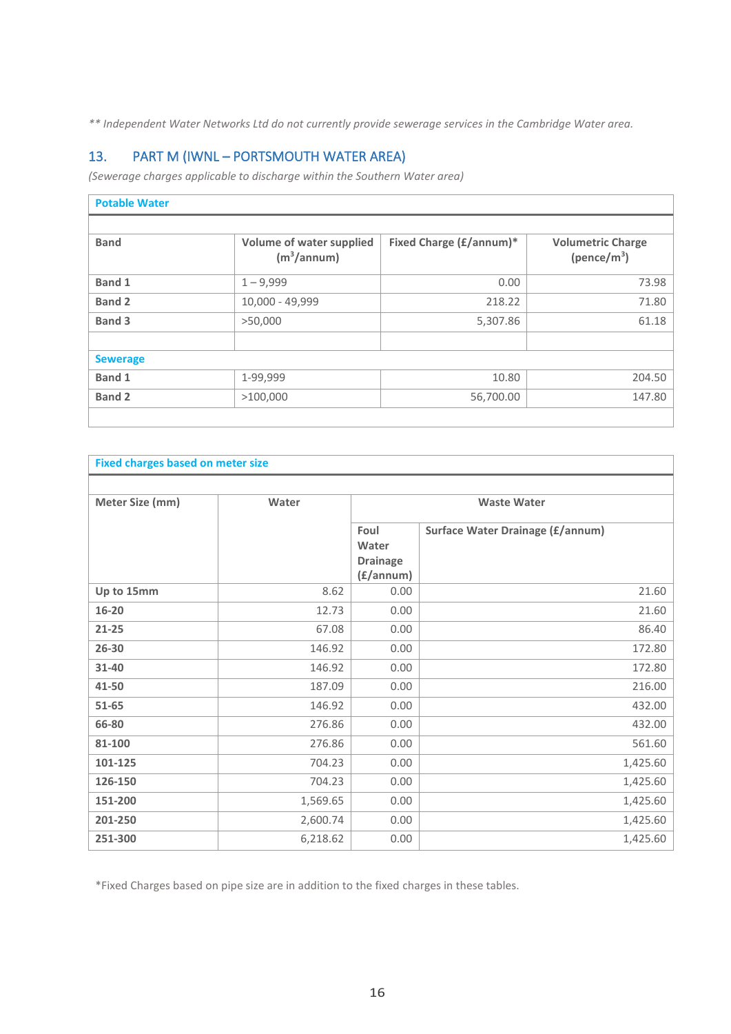*\*\* Independent Water Networks Ltd do not currently provide sewerage services in the Cambridge Water area.*

## 13. PART M (IWNL – PORTSMOUTH WATER AREA)

*(Sewerage charges applicable to discharge within the Southern Water area)*

| Potable Water | | | |
|---|---|---|---|
| **Band** | **Volume of water supplied ($m^3$/annum)** | **Fixed Charge (£/annum)*** | **Volumetric Charge (pence/$m^3$)** |
| **Band 1** | 1 – 9,999 | 0.00 | 73.98 |
| **Band 2** | 10,000 - 49,999 | 218.22 | 71.80 |
| **Band 3** | >50,000 | 5,307.86 | 61.18 |
| | | | |
| **Sewerage** | | | |
| **Band 1** | 1-99,999 | 10.80 | 204.50 |
| **Band 2** | >100,000 | 56,700.00 | 147.80 |

| Fixed charges based on meter size | | | |
|---|---|---|---|
| **Meter Size (mm)** | **Water** | **Waste Water** | |
| | | **Foul Water Drainage (£/annum)** | **Surface Water Drainage (£/annum)** |
| **Up to 15mm** | 8.62 | 0.00 | 21.60 |
| **16-20** | 12.73 | 0.00 | 21.60 |
| **21-25** | 67.08 | 0.00 | 86.40 |
| **26-30** | 146.92 | 0.00 | 172.80 |
| **31-40** | 146.92 | 0.00 | 172.80 |
| **41-50** | 187.09 | 0.00 | 216.00 |
| **51-65** | 146.92 | 0.00 | 432.00 |
| **66-80** | 276.86 | 0.00 | 432.00 |
| **81-100** | 276.86 | 0.00 | 561.60 |
| **101-125** | 704.23 | 0.00 | 1,425.60 |
| **126-150** | 704.23 | 0.00 | 1,425.60 |
| **151-200** | 1,569.65 | 0.00 | 1,425.60 |
| **201-250** | 2,600.74 | 0.00 | 1,425.60 |
| **251-300** | 6,218.62 | 0.00 | 1,425.60 |

*Fixed Charges based on pipe size are in addition to the fixed charges in these tables.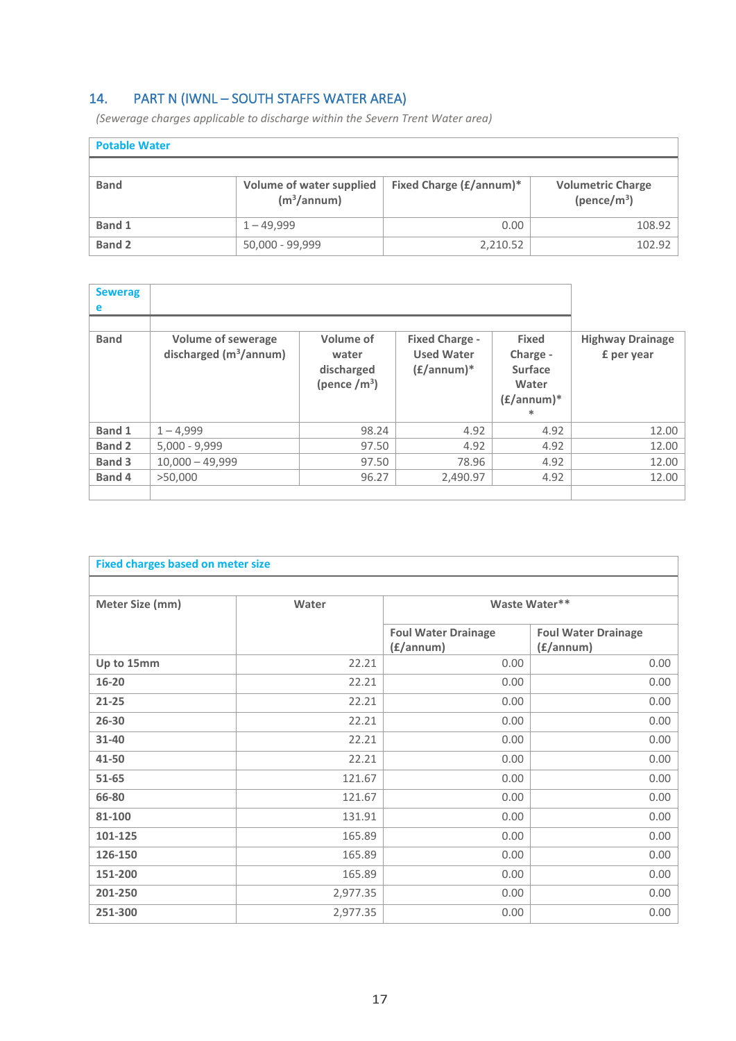## 14. PART N (IWNL – SOUTH STAFFS WATER AREA)

*(Sewerage charges applicable to discharge within the Severn Trent Water area)*

**Potable Water**

| Band | Volume of water supplied ($m^3$/annum) | Fixed Charge (£/annum)* | Volumetric Charge (pence/$m^3$) |
|---|---|---|---|
| Band 1 | 1 – 49,999 | 0.00 | 108.92 |
| Band 2 | 50,000 - 99,999 | 2,210.52 | 102.92 |

**Sewerage**

| Band | Volume of sewerage discharged ($m^3$/annum) | Volume of water discharged (pence /$m^3$) | Fixed Charge - Used Water (£/annum)* | Fixed Charge - Surface Water (£/annum)** | Highway Drainage £ per year |
|---|---|---|---|---|---|
| Band 1 | 1 – 4,999 | 98.24 | 4.92 | 4.92 | 12.00 |
| Band 2 | 5,000 - 9,999 | 97.50 | 4.92 | 4.92 | 12.00 |
| Band 3 | 10,000 – 49,999 | 97.50 | 78.96 | 4.92 | 12.00 |
| Band 4 | >50,000 | 96.27 | 2,490.97 | 4.92 | 12.00 |

**Fixed charges based on meter size**

| Meter Size (mm) | Water | Waste Water** | |
|---|---|---|---|
| | | Foul Water Drainage (£/annum) | Foul Water Drainage (£/annum) |
| Up to 15mm | 22.21 | 0.00 | 0.00 |
| 16-20 | 22.21 | 0.00 | 0.00 |
| 21-25 | 22.21 | 0.00 | 0.00 |
| 26-30 | 22.21 | 0.00 | 0.00 |
| 31-40 | 22.21 | 0.00 | 0.00 |
| 41-50 | 22.21 | 0.00 | 0.00 |
| 51-65 | 121.67 | 0.00 | 0.00 |
| 66-80 | 121.67 | 0.00 | 0.00 |
| 81-100 | 131.91 | 0.00 | 0.00 |
| 101-125 | 165.89 | 0.00 | 0.00 |
| 126-150 | 165.89 | 0.00 | 0.00 |
| 151-200 | 165.89 | 0.00 | 0.00 |
| 201-250 | 2,977.35 | 0.00 | 0.00 |
| 251-300 | 2,977.35 | 0.00 | 0.00 |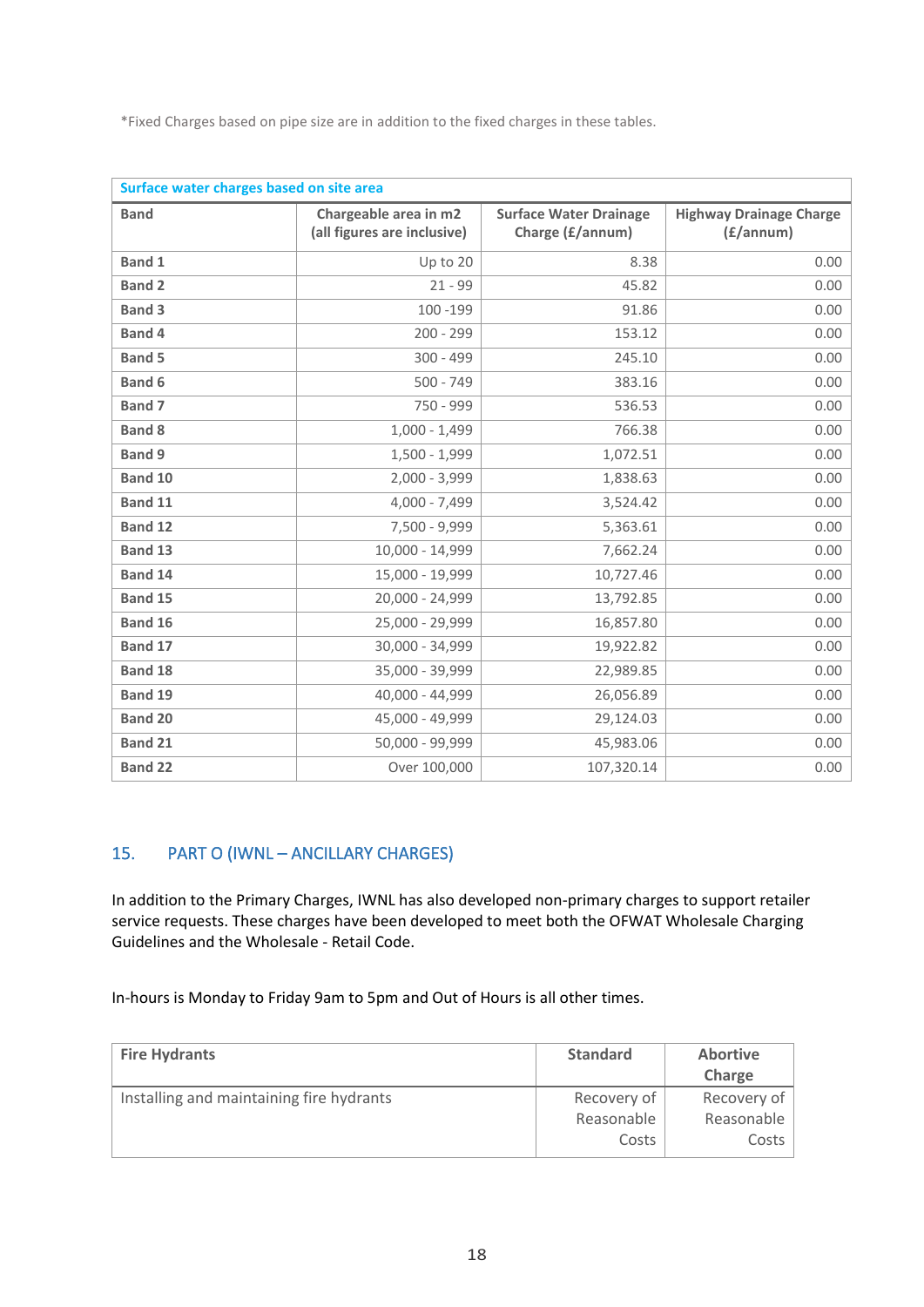*Fixed Charges based on pipe size are in addition to the fixed charges in these tables.

| Surface water charges based on site area | | | |
|---|---|---|---|
| **Band** | **Chargeable area in m2 (all figures are inclusive)** | **Surface Water Drainage Charge (£/annum)** | **Highway Drainage Charge (£/annum)** |
| **Band 1** | Up to 20 | 8.38 | 0.00 |
| **Band 2** | 21 - 99 | 45.82 | 0.00 |
| **Band 3** | 100 -199 | 91.86 | 0.00 |
| **Band 4** | 200 - 299 | 153.12 | 0.00 |
| **Band 5** | 300 - 499 | 245.10 | 0.00 |
| **Band 6** | 500 - 749 | 383.16 | 0.00 |
| **Band 7** | 750 - 999 | 536.53 | 0.00 |
| **Band 8** | 1,000 - 1,499 | 766.38 | 0.00 |
| **Band 9** | 1,500 - 1,999 | 1,072.51 | 0.00 |
| **Band 10** | 2,000 - 3,999 | 1,838.63 | 0.00 |
| **Band 11** | 4,000 - 7,499 | 3,524.42 | 0.00 |
| **Band 12** | 7,500 - 9,999 | 5,363.61 | 0.00 |
| **Band 13** | 10,000 - 14,999 | 7,662.24 | 0.00 |
| **Band 14** | 15,000 - 19,999 | 10,727.46 | 0.00 |
| **Band 15** | 20,000 - 24,999 | 13,792.85 | 0.00 |
| **Band 16** | 25,000 - 29,999 | 16,857.80 | 0.00 |
| **Band 17** | 30,000 - 34,999 | 19,922.82 | 0.00 |
| **Band 18** | 35,000 - 39,999 | 22,989.85 | 0.00 |
| **Band 19** | 40,000 - 44,999 | 26,056.89 | 0.00 |
| **Band 20** | 45,000 - 49,999 | 29,124.03 | 0.00 |
| **Band 21** | 50,000 - 99,999 | 45,983.06 | 0.00 |
| **Band 22** | Over 100,000 | 107,320.14 | 0.00 |

## 15. PART O (IWNL – ANCILLARY CHARGES)

In addition to the Primary Charges, IWNL has also developed non-primary charges to support retailer service requests. These charges have been developed to meet both the OFWAT Wholesale Charging Guidelines and the Wholesale - Retail Code.

In-hours is Monday to Friday 9am to 5pm and Out of Hours is all other times.

| **Fire Hydrants** | **Standard** | **Abortive Charge** |
|---|---|---|
| Installing and maintaining fire hydrants | Recovery of Reasonable Costs | Recovery of Reasonable Costs |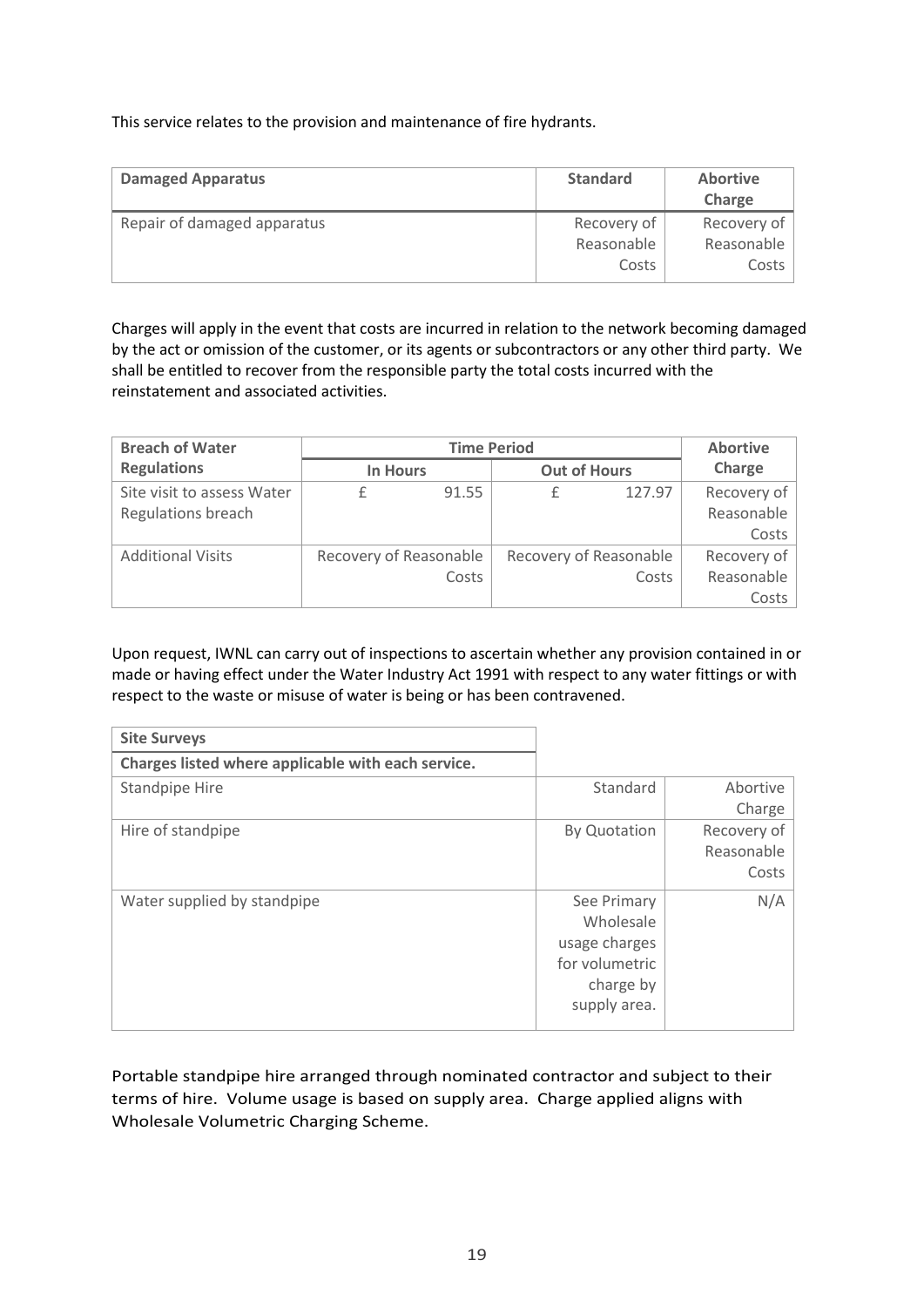This service relates to the provision and maintenance of fire hydrants.

| **Damaged Apparatus** | **Standard** | **Abortive Charge** |
|---|---|---|
| Repair of damaged apparatus | Recovery of Reasonable Costs | Recovery of Reasonable Costs |

Charges will apply in the event that costs are incurred in relation to the network becoming damaged by the act or omission of the customer, or its agents or subcontractors or any other third party. We shall be entitled to recover from the responsible party the total costs incurred with the reinstatement and associated activities.

| **Breach of Water Regulations** | **Time Period** | | | | **Abortive Charge** |
|---|---|---|---|---|---|
| | **In Hours** | | **Out of Hours** | | |
| Site visit to assess Water Regulations breach | £ | 91.55 | £ | 127.97 | Recovery of Reasonable Costs |
| Additional Visits | Recovery of Reasonable Costs | | Recovery of Reasonable Costs | | Recovery of Reasonable Costs |

Upon request, IWNL can carry out of inspections to ascertain whether any provision contained in or made or having effect under the Water Industry Act 1991 with respect to any water fittings or with respect to the waste or misuse of water is being or has been contravened.

| **Site Surveys** | | |
|---|---|---|
| **Charges listed where applicable with each service.** | | |
| Standpipe Hire | Standard | Abortive Charge |
| Hire of standpipe | By Quotation | Recovery of Reasonable Costs |
| Water supplied by standpipe | See Primary Wholesale usage charges for volumetric charge by supply area. | N/A |

Portable standpipe hire arranged through nominated contractor and subject to their terms of hire. Volume usage is based on supply area. Charge applied aligns with Wholesale Volumetric Charging Scheme.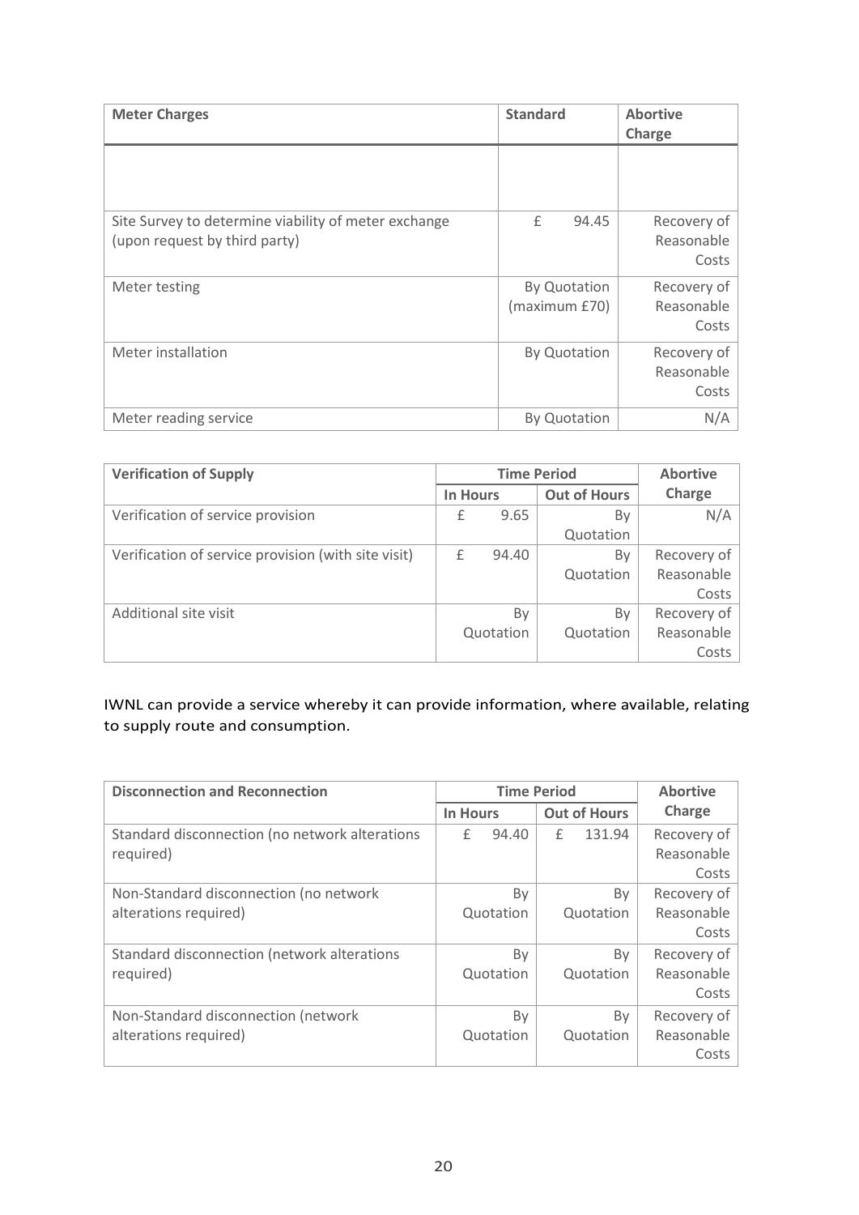| Meter Charges | Standard | Abortive Charge |
|---|---|---|
| | | |
| Site Survey to determine viability of meter exchange (upon request by third party) | £ 94.45 | Recovery of Reasonable Costs |
| Meter testing | By Quotation (maximum £70) | Recovery of Reasonable Costs |
| Meter installation | By Quotation | Recovery of Reasonable Costs |
| Meter reading service | By Quotation | N/A |

| Verification of Supply | Time Period | | Abortive Charge |
|---|---|---|---|
| | In Hours | Out of Hours | |
| Verification of service provision | £ 9.65 | By Quotation | N/A |
| Verification of service provision (with site visit) | £ 94.40 | By Quotation | Recovery of Reasonable Costs |
| Additional site visit | By Quotation | By Quotation | Recovery of Reasonable Costs |

IWNL can provide a service whereby it can provide information, where available, relating to supply route and consumption.

| Disconnection and Reconnection | Time Period | | Abortive Charge |
|---|---|---|---|
| | In Hours | Out of Hours | |
| Standard disconnection (no network alterations required) | £ 94.40 | £ 131.94 | Recovery of Reasonable Costs |
| Non-Standard disconnection (no network alterations required) | By Quotation | By Quotation | Recovery of Reasonable Costs |
| Standard disconnection (network alterations required) | By Quotation | By Quotation | Recovery of Reasonable Costs |
| Non-Standard disconnection (network alterations required) | By Quotation | By Quotation | Recovery of Reasonable Costs |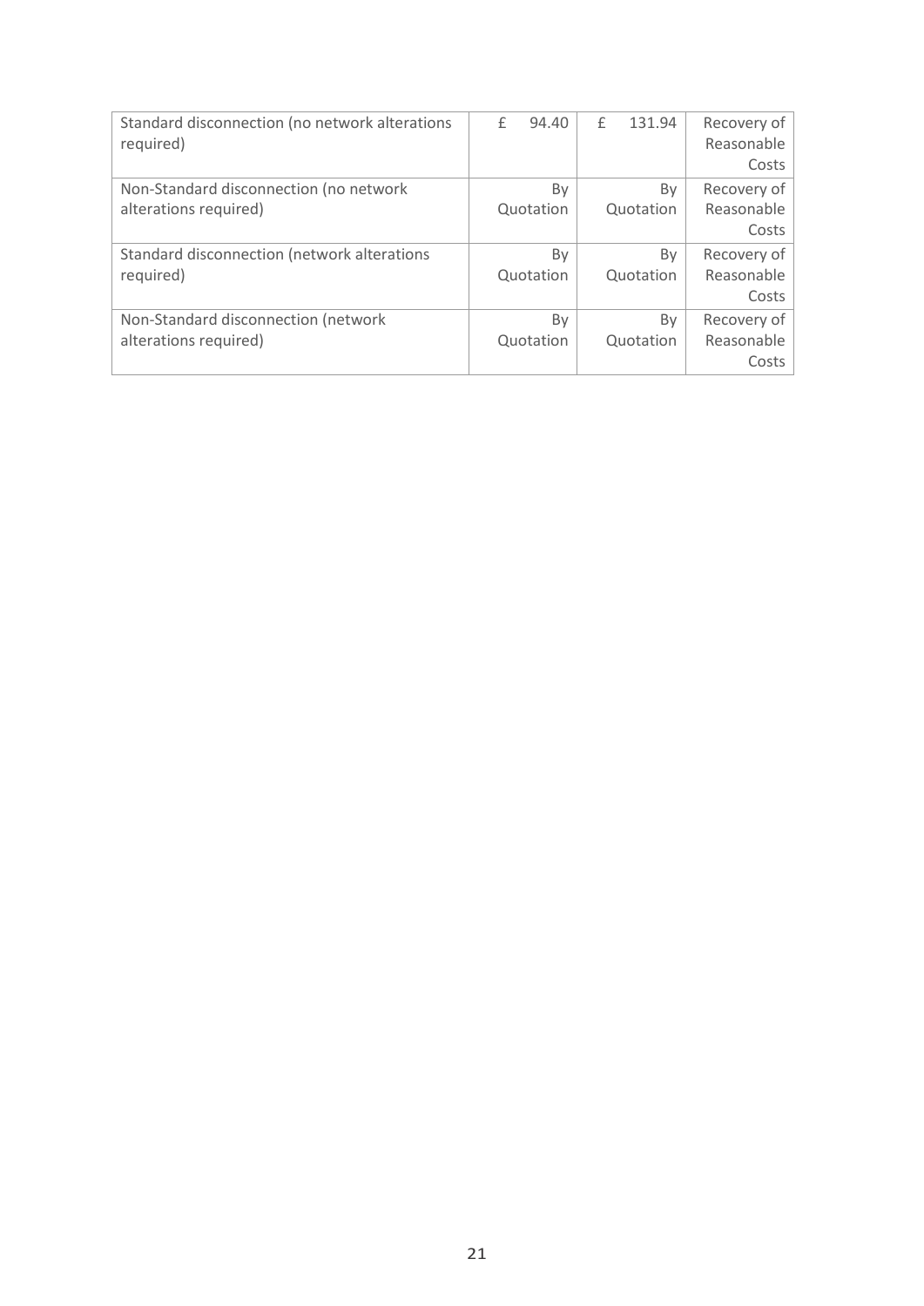| | | | |
|---|---|---|---|
| Standard disconnection (no network alterations required) | £ 94.40 | £ 131.94 | Recovery of Reasonable Costs |
| Non-Standard disconnection (no network alterations required) | By Quotation | By Quotation | Recovery of Reasonable Costs |
| Standard disconnection (network alterations required) | By Quotation | By Quotation | Recovery of Reasonable Costs |
| Non-Standard disconnection (network alterations required) | By Quotation | By Quotation | Recovery of Reasonable Costs |